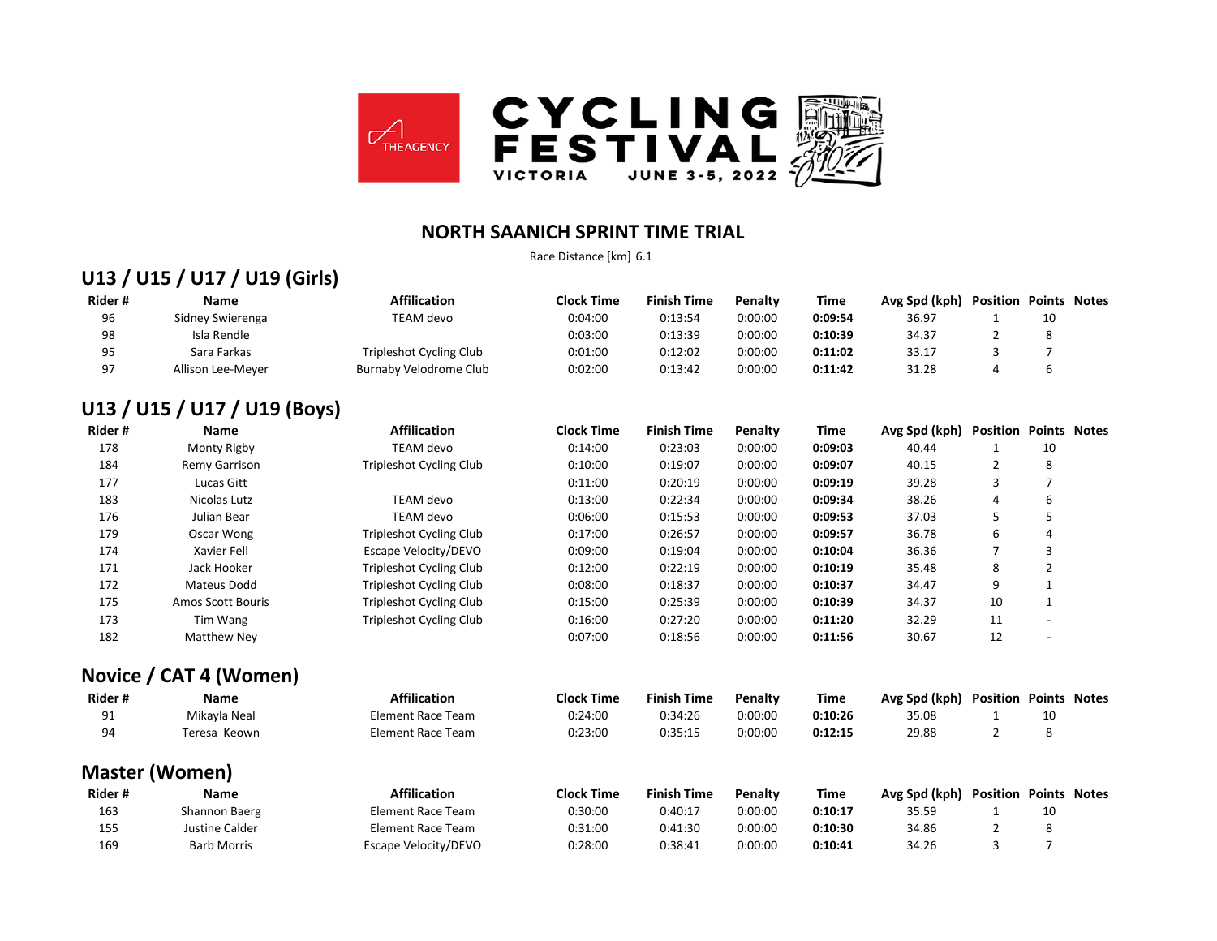THE AGENCY

# CYCLING FESTIVAL

VICTORIA JUNE 3-5, 2022

## NORTH SAANICH SPRINT TIME TRIAL

Race Distance [km] 6.1

### U13 / U15 / U17 / U19 (Girls)

| Rider # | Name | Affiliation | Clock Time | Finish Time | Penalty | Time | Avg Spd (kph) | Position | Points | Notes |
|---|---|---|---|---|---|---|---|---|---|---|
| 96 | Sidney Swierenga | TEAM devo | 0:04:00 | 0:13:54 | 0:00:00 | **0:09:54** | 36.97 | 1 | 10 | |
| 98 | Isla Rendle | | 0:03:00 | 0:13:39 | 0:00:00 | **0:10:39** | 34.37 | 2 | 8 | |
| 95 | Sara Farkas | Tripleshot Cycling Club | 0:01:00 | 0:12:02 | 0:00:00 | **0:11:02** | 33.17 | 3 | 7 | |
| 97 | Allison Lee-Meyer | Burnaby Velodrome Club | 0:02:00 | 0:13:42 | 0:00:00 | **0:11:42** | 31.28 | 4 | 6 | |

### U13 / U15 / U17 / U19 (Boys)

| Rider # | Name | Affiliation | Clock Time | Finish Time | Penalty | Time | Avg Spd (kph) | Position | Points | Notes |
|---|---|---|---|---|---|---|---|---|---|---|
| 178 | Monty Rigby | TEAM devo | 0:14:00 | 0:23:03 | 0:00:00 | **0:09:03** | 40.44 | 1 | 10 | |
| 184 | Remy Garrison | Tripleshot Cycling Club | 0:10:00 | 0:19:07 | 0:00:00 | **0:09:07** | 40.15 | 2 | 8 | |
| 177 | Lucas Gitt | | 0:11:00 | 0:20:19 | 0:00:00 | **0:09:19** | 39.28 | 3 | 7 | |
| 183 | Nicolas Lutz | TEAM devo | 0:13:00 | 0:22:34 | 0:00:00 | **0:09:34** | 38.26 | 4 | 6 | |
| 176 | Julian Bear | TEAM devo | 0:06:00 | 0:15:53 | 0:00:00 | **0:09:53** | 37.03 | 5 | 5 | |
| 179 | Oscar Wong | Tripleshot Cycling Club | 0:17:00 | 0:26:57 | 0:00:00 | **0:09:57** | 36.78 | 6 | 4 | |
| 174 | Xavier Fell | Escape Velocity/DEVO | 0:09:00 | 0:19:04 | 0:00:00 | **0:10:04** | 36.36 | 7 | 3 | |
| 171 | Jack Hooker | Tripleshot Cycling Club | 0:12:00 | 0:22:19 | 0:00:00 | **0:10:19** | 35.48 | 8 | 2 | |
| 172 | Mateus Dodd | Tripleshot Cycling Club | 0:08:00 | 0:18:37 | 0:00:00 | **0:10:37** | 34.47 | 9 | 1 | |
| 175 | Amos Scott Bouris | Tripleshot Cycling Club | 0:15:00 | 0:25:39 | 0:00:00 | **0:10:39** | 34.37 | 10 | 1 | |
| 173 | Tim Wang | Tripleshot Cycling Club | 0:16:00 | 0:27:20 | 0:00:00 | **0:11:20** | 32.29 | 11 | - | |
| 182 | Matthew Ney | | 0:07:00 | 0:18:56 | 0:00:00 | **0:11:56** | 30.67 | 12 | - | |

### Novice / CAT 4 (Women)

| Rider # | Name | Affiliation | Clock Time | Finish Time | Penalty | Time | Avg Spd (kph) | Position | Points | Notes |
|---|---|---|---|---|---|---|---|---|---|---|
| 91 | Mikayla Neal | Element Race Team | 0:24:00 | 0:34:26 | 0:00:00 | **0:10:26** | 35.08 | 1 | 10 | |
| 94 | Teresa Keown | Element Race Team | 0:23:00 | 0:35:15 | 0:00:00 | **0:12:15** | 29.88 | 2 | 8 | |

### Master (Women)

| Rider # | Name | Affiliation | Clock Time | Finish Time | Penalty | Time | Avg Spd (kph) | Position | Points | Notes |
|---|---|---|---|---|---|---|---|---|---|---|
| 163 | Shannon Baerg | Element Race Team | 0:30:00 | 0:40:17 | 0:00:00 | **0:10:17** | 35.59 | 1 | 10 | |
| 155 | Justine Calder | Element Race Team | 0:31:00 | 0:41:30 | 0:00:00 | **0:10:30** | 34.86 | 2 | 8 | |
| 169 | Barb Morris | Escape Velocity/DEVO | 0:28:00 | 0:38:41 | 0:00:00 | **0:10:41** | 34.26 | 3 | 7 | |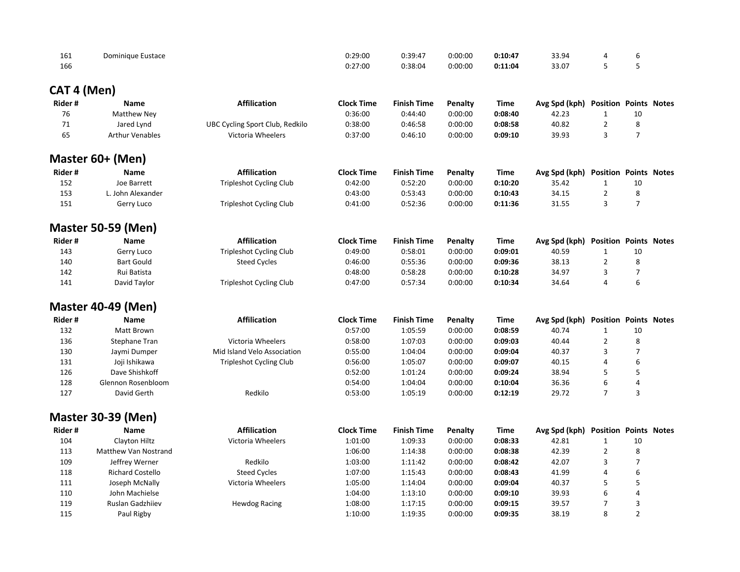| Rider # | Name | Affilication | Clock Time | Finish Time | Penalty | Time | Avg Spd (kph) | Position | Points | Notes |
|---|---|---|---|---|---|---|---|---|---|---|
| 161 | Dominique Eustace | | 0:29:00 | 0:39:47 | 0:00:00 | **0:10:47** | 33.94 | 4 | 6 | |
| 166 | | | 0:27:00 | 0:38:04 | 0:00:00 | **0:11:04** | 33.07 | 5 | 5 | |

## CAT 4 (Men)

| Rider # | Name | Affilication | Clock Time | Finish Time | Penalty | Time | Avg Spd (kph) | Position | Points | Notes |
|---|---|---|---|---|---|---|---|---|---|---|
| 76 | Matthew Ney | | 0:36:00 | 0:44:40 | 0:00:00 | **0:08:40** | 42.23 | 1 | 10 | |
| 71 | Jared Lynd | UBC Cycling Sport Club, Redkilo | 0:38:00 | 0:46:58 | 0:00:00 | **0:08:58** | 40.82 | 2 | 8 | |
| 65 | Arthur Venables | Victoria Wheelers | 0:37:00 | 0:46:10 | 0:00:00 | **0:09:10** | 39.93 | 3 | 7 | |

## Master 60+ (Men)

| Rider # | Name | Affilication | Clock Time | Finish Time | Penalty | Time | Avg Spd (kph) | Position | Points | Notes |
|---|---|---|---|---|---|---|---|---|---|---|
| 152 | Joe Barrett | Tripleshot Cycling Club | 0:42:00 | 0:52:20 | 0:00:00 | **0:10:20** | 35.42 | 1 | 10 | |
| 153 | L. John Alexander | | 0:43:00 | 0:53:43 | 0:00:00 | **0:10:43** | 34.15 | 2 | 8 | |
| 151 | Gerry Luco | Tripleshot Cycling Club | 0:41:00 | 0:52:36 | 0:00:00 | **0:11:36** | 31.55 | 3 | 7 | |

## Master 50-59 (Men)

| Rider # | Name | Affilication | Clock Time | Finish Time | Penalty | Time | Avg Spd (kph) | Position | Points | Notes |
|---|---|---|---|---|---|---|---|---|---|---|
| 143 | Gerry Luco | Tripleshot Cycling Club | 0:49:00 | 0:58:01 | 0:00:00 | **0:09:01** | 40.59 | 1 | 10 | |
| 140 | Bart Gould | Steed Cycles | 0:46:00 | 0:55:36 | 0:00:00 | **0:09:36** | 38.13 | 2 | 8 | |
| 142 | Rui Batista | | 0:48:00 | 0:58:28 | 0:00:00 | **0:10:28** | 34.97 | 3 | 7 | |
| 141 | David Taylor | Tripleshot Cycling Club | 0:47:00 | 0:57:34 | 0:00:00 | **0:10:34** | 34.64 | 4 | 6 | |

## Master 40-49 (Men)

| Rider # | Name | Affilication | Clock Time | Finish Time | Penalty | Time | Avg Spd (kph) | Position | Points | Notes |
|---|---|---|---|---|---|---|---|---|---|---|
| 132 | Matt Brown | | 0:57:00 | 1:05:59 | 0:00:00 | **0:08:59** | 40.74 | 1 | 10 | |
| 136 | Stephane Tran | Victoria Wheelers | 0:58:00 | 1:07:03 | 0:00:00 | **0:09:03** | 40.44 | 2 | 8 | |
| 130 | Jaymi Dumper | Mid Island Velo Association | 0:55:00 | 1:04:04 | 0:00:00 | **0:09:04** | 40.37 | 3 | 7 | |
| 131 | Joji Ishikawa | Tripleshot Cycling Club | 0:56:00 | 1:05:07 | 0:00:00 | **0:09:07** | 40.15 | 4 | 6 | |
| 126 | Dave Shishkoff | | 0:52:00 | 1:01:24 | 0:00:00 | **0:09:24** | 38.94 | 5 | 5 | |
| 128 | Glennon Rosenbloom | | 0:54:00 | 1:04:04 | 0:00:00 | **0:10:04** | 36.36 | 6 | 4 | |
| 127 | David Gerth | Redkilo | 0:53:00 | 1:05:19 | 0:00:00 | **0:12:19** | 29.72 | 7 | 3 | |

## Master 30-39 (Men)

| Rider # | Name | Affilication | Clock Time | Finish Time | Penalty | Time | Avg Spd (kph) | Position | Points | Notes |
|---|---|---|---|---|---|---|---|---|---|---|
| 104 | Clayton Hiltz | Victoria Wheelers | 1:01:00 | 1:09:33 | 0:00:00 | **0:08:33** | 42.81 | 1 | 10 | |
| 113 | Matthew Van Nostrand | | 1:06:00 | 1:14:38 | 0:00:00 | **0:08:38** | 42.39 | 2 | 8 | |
| 109 | Jeffrey Werner | Redkilo | 1:03:00 | 1:11:42 | 0:00:00 | **0:08:42** | 42.07 | 3 | 7 | |
| 118 | Richard Costello | Steed Cycles | 1:07:00 | 1:15:43 | 0:00:00 | **0:08:43** | 41.99 | 4 | 6 | |
| 111 | Joseph McNally | Victoria Wheelers | 1:05:00 | 1:14:04 | 0:00:00 | **0:09:04** | 40.37 | 5 | 5 | |
| 110 | John Machielse | | 1:04:00 | 1:13:10 | 0:00:00 | **0:09:10** | 39.93 | 6 | 4 | |
| 119 | Ruslan Gadzhiiev | Hewdog Racing | 1:08:00 | 1:17:15 | 0:00:00 | **0:09:15** | 39.57 | 7 | 3 | |
| 115 | Paul Rigby | | 1:10:00 | 1:19:35 | 0:00:00 | **0:09:35** | 38.19 | 8 | 2 | |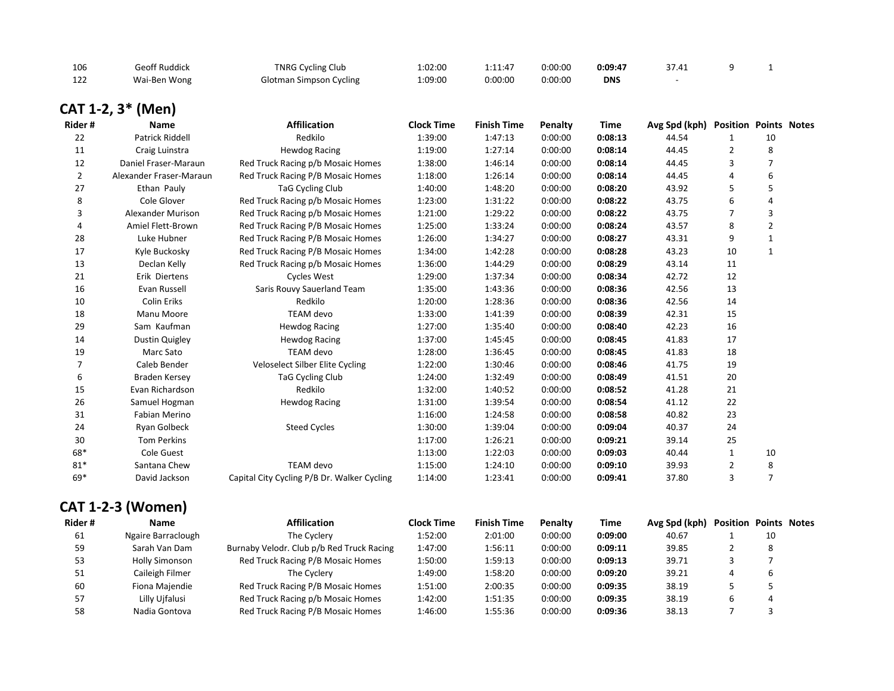| Rider # | Name | Affilication | Clock Time | Finish Time | Penalty | Time | Avg Spd (kph) | Position | Points | Notes |
|---|---|---|---|---|---|---|---|---|---|---|
| 106 | Geoff Ruddick | TNRG Cycling Club | 1:02:00 | 1:11:47 | 0:00:00 | **0:09:47** | 37.41 | 9 | 1 | |
| 122 | Wai-Ben Wong | Glotman Simpson Cycling | 1:09:00 | 0:00:00 | 0:00:00 | **DNS** | - | | | |

## CAT 1-2, 3* (Men)

| Rider # | Name | Affilication | Clock Time | Finish Time | Penalty | Time | Avg Spd (kph) | Position | Points | Notes |
|---|---|---|---|---|---|---|---|---|---|---|
| 22 | Patrick Riddell | Redkilo | 1:39:00 | 1:47:13 | 0:00:00 | **0:08:13** | 44.54 | 1 | 10 | |
| 11 | Craig Luinstra | Hewdog Racing | 1:19:00 | 1:27:14 | 0:00:00 | **0:08:14** | 44.45 | 2 | 8 | |
| 12 | Daniel Fraser-Maraun | Red Truck Racing p/b Mosaic Homes | 1:38:00 | 1:46:14 | 0:00:00 | **0:08:14** | 44.45 | 3 | 7 | |
| 2 | Alexander Fraser-Maraun | Red Truck Racing P/B Mosaic Homes | 1:18:00 | 1:26:14 | 0:00:00 | **0:08:14** | 44.45 | 4 | 6 | |
| 27 | Ethan Pauly | TaG Cycling Club | 1:40:00 | 1:48:20 | 0:00:00 | **0:08:20** | 43.92 | 5 | 5 | |
| 8 | Cole Glover | Red Truck Racing p/b Mosaic Homes | 1:23:00 | 1:31:22 | 0:00:00 | **0:08:22** | 43.75 | 6 | 4 | |
| 3 | Alexander Murison | Red Truck Racing p/b Mosaic Homes | 1:21:00 | 1:29:22 | 0:00:00 | **0:08:22** | 43.75 | 7 | 3 | |
| 4 | Amiel Flett-Brown | Red Truck Racing P/B Mosaic Homes | 1:25:00 | 1:33:24 | 0:00:00 | **0:08:24** | 43.57 | 8 | 2 | |
| 28 | Luke Hubner | Red Truck Racing P/B Mosaic Homes | 1:26:00 | 1:34:27 | 0:00:00 | **0:08:27** | 43.31 | 9 | 1 | |
| 17 | Kyle Buckosky | Red Truck Racing P/B Mosaic Homes | 1:34:00 | 1:42:28 | 0:00:00 | **0:08:28** | 43.23 | 10 | 1 | |
| 13 | Declan Kelly | Red Truck Racing p/b Mosaic Homes | 1:36:00 | 1:44:29 | 0:00:00 | **0:08:29** | 43.14 | 11 | | |
| 21 | Erik Diertens | Cycles West | 1:29:00 | 1:37:34 | 0:00:00 | **0:08:34** | 42.72 | 12 | | |
| 16 | Evan Russell | Saris Rouvy Sauerland Team | 1:35:00 | 1:43:36 | 0:00:00 | **0:08:36** | 42.56 | 13 | | |
| 10 | Colin Eriks | Redkilo | 1:20:00 | 1:28:36 | 0:00:00 | **0:08:36** | 42.56 | 14 | | |
| 18 | Manu Moore | TEAM devo | 1:33:00 | 1:41:39 | 0:00:00 | **0:08:39** | 42.31 | 15 | | |
| 29 | Sam Kaufman | Hewdog Racing | 1:27:00 | 1:35:40 | 0:00:00 | **0:08:40** | 42.23 | 16 | | |
| 14 | Dustin Quigley | Hewdog Racing | 1:37:00 | 1:45:45 | 0:00:00 | **0:08:45** | 41.83 | 17 | | |
| 19 | Marc Sato | TEAM devo | 1:28:00 | 1:36:45 | 0:00:00 | **0:08:45** | 41.83 | 18 | | |
| 7 | Caleb Bender | Veloselect Silber Elite Cycling | 1:22:00 | 1:30:46 | 0:00:00 | **0:08:46** | 41.75 | 19 | | |
| 6 | Braden Kersey | TaG Cycling Club | 1:24:00 | 1:32:49 | 0:00:00 | **0:08:49** | 41.51 | 20 | | |
| 15 | Evan Richardson | Redkilo | 1:32:00 | 1:40:52 | 0:00:00 | **0:08:52** | 41.28 | 21 | | |
| 26 | Samuel Hogman | Hewdog Racing | 1:31:00 | 1:39:54 | 0:00:00 | **0:08:54** | 41.12 | 22 | | |
| 31 | Fabian Merino | | 1:16:00 | 1:24:58 | 0:00:00 | **0:08:58** | 40.82 | 23 | | |
| 24 | Ryan Golbeck | Steed Cycles | 1:30:00 | 1:39:04 | 0:00:00 | **0:09:04** | 40.37 | 24 | | |
| 30 | Tom Perkins | | 1:17:00 | 1:26:21 | 0:00:00 | **0:09:21** | 39.14 | 25 | | |
| 68* | Cole Guest | | 1:13:00 | 1:22:03 | 0:00:00 | **0:09:03** | 40.44 | 1 | 10 | |
| 81* | Santana Chew | TEAM devo | 1:15:00 | 1:24:10 | 0:00:00 | **0:09:10** | 39.93 | 2 | 8 | |
| 69* | David Jackson | Capital City Cycling P/B Dr. Walker Cycling | 1:14:00 | 1:23:41 | 0:00:00 | **0:09:41** | 37.80 | 3 | 7 | |

## CAT 1-2-3 (Women)

| Rider # | Name | Affilication | Clock Time | Finish Time | Penalty | Time | Avg Spd (kph) | Position | Points | Notes |
|---|---|---|---|---|---|---|---|---|---|---|
| 61 | Ngaire Barraclough | The Cyclery | 1:52:00 | 2:01:00 | 0:00:00 | **0:09:00** | 40.67 | 1 | 10 | |
| 59 | Sarah Van Dam | Burnaby Velodr. Club p/b Red Truck Racing | 1:47:00 | 1:56:11 | 0:00:00 | **0:09:11** | 39.85 | 2 | 8 | |
| 53 | Holly Simonson | Red Truck Racing P/B Mosaic Homes | 1:50:00 | 1:59:13 | 0:00:00 | **0:09:13** | 39.71 | 3 | 7 | |
| 51 | Caileigh Filmer | The Cyclery | 1:49:00 | 1:58:20 | 0:00:00 | **0:09:20** | 39.21 | 4 | 6 | |
| 60 | Fiona Majendie | Red Truck Racing P/B Mosaic Homes | 1:51:00 | 2:00:35 | 0:00:00 | **0:09:35** | 38.19 | 5 | 5 | |
| 57 | Lilly Ujfalusi | Red Truck Racing p/b Mosaic Homes | 1:42:00 | 1:51:35 | 0:00:00 | **0:09:35** | 38.19 | 6 | 4 | |
| 58 | Nadia Gontova | Red Truck Racing P/B Mosaic Homes | 1:46:00 | 1:55:36 | 0:00:00 | **0:09:36** | 38.13 | 7 | 3 | |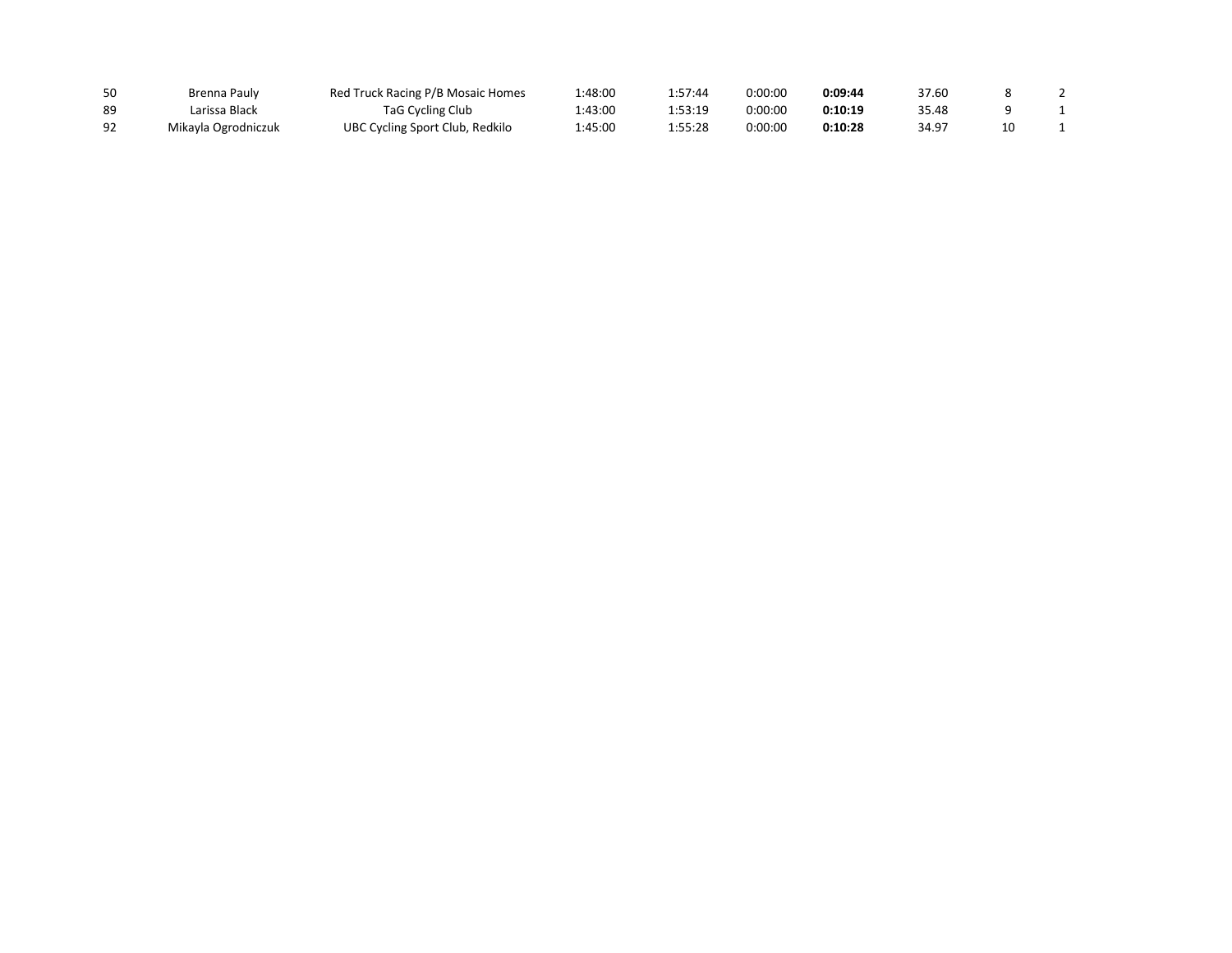| | | | | | | | | | |
|---|---|---|---|---|---|---|---|---|---|
| 50 | Brenna Pauly | Red Truck Racing P/B Mosaic Homes | 1:48:00 | 1:57:44 | 0:00:00 | **0:09:44** | 37.60 | 8 | 2 |
| 89 | Larissa Black | TaG Cycling Club | 1:43:00 | 1:53:19 | 0:00:00 | **0:10:19** | 35.48 | 9 | 1 |
| 92 | Mikayla Ogrodniczuk | UBC Cycling Sport Club, Redkilo | 1:45:00 | 1:55:28 | 0:00:00 | **0:10:28** | 34.97 | 10 | 1 |